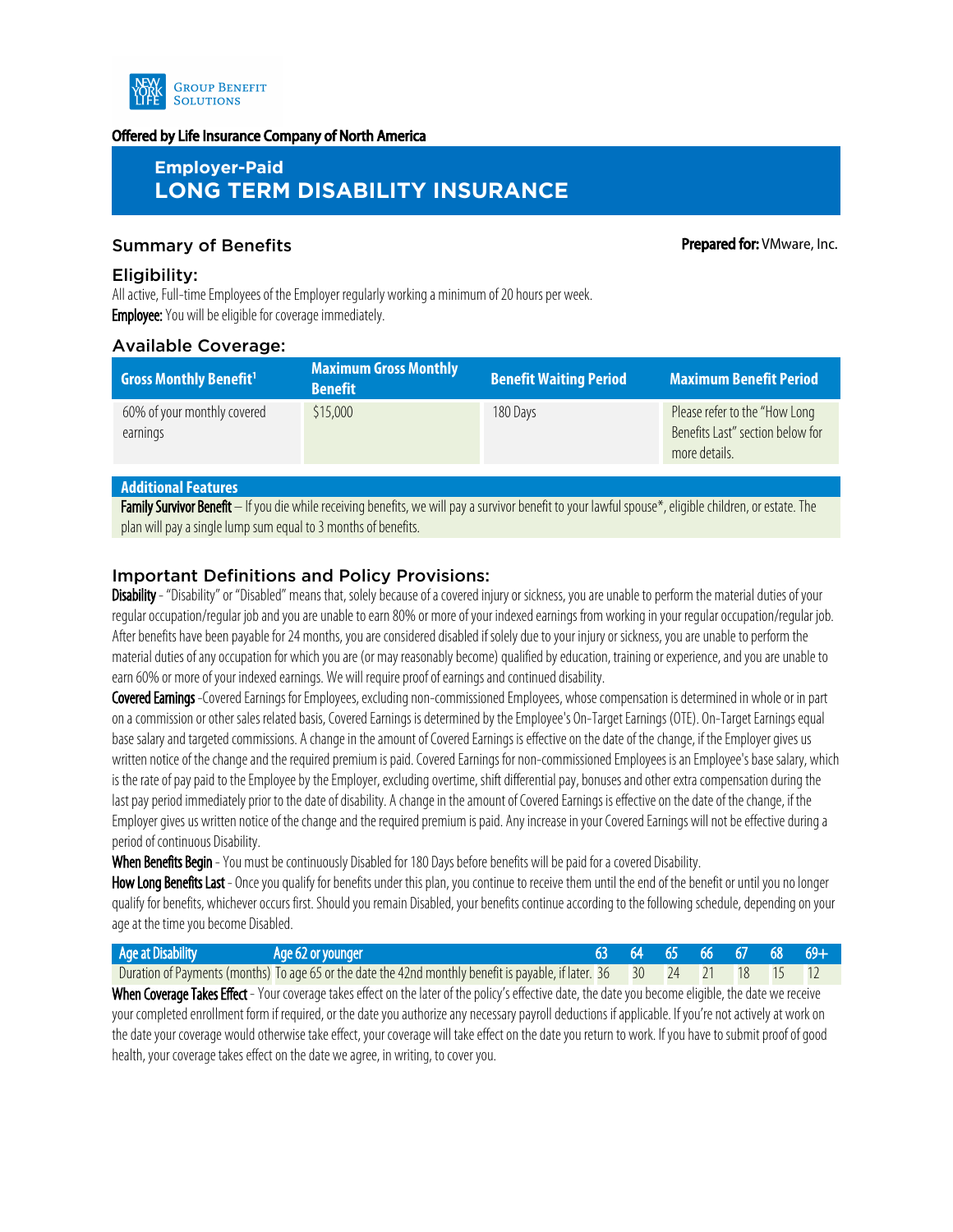NEW YORK LIFE GROUP BENEFIT SOLUTIONS

**Offered by Life Insurance Company of North America**

# Employer-Paid
# LONG TERM DISABILITY INSURANCE

## Summary of Benefits

**Prepared for:** VMware, Inc.

## Eligibility:

All active, Full-time Employees of the Employer regularly working a minimum of 20 hours per week.

**Employee:** You will be eligible for coverage immediately.

## Available Coverage:

| Gross Monthly Benefit[1] | Maximum Gross Monthly Benefit | Benefit Waiting Period | Maximum Benefit Period |
|---|---|---|---|
| 60% of your monthly covered earnings | $15,000 | 180 Days | Please refer to the "How Long Benefits Last" section below for more details. |

**Additional Features**

**Family Survivor Benefit** – If you die while receiving benefits, we will pay a survivor benefit to your lawful spouse*, eligible children, or estate. The plan will pay a single lump sum equal to 3 months of benefits.

## Important Definitions and Policy Provisions:

**Disability** - "Disability" or "Disabled" means that, solely because of a covered injury or sickness, you are unable to perform the material duties of your regular occupation/regular job and you are unable to earn 80% or more of your indexed earnings from working in your regular occupation/regular job. After benefits have been payable for 24 months, you are considered disabled if solely due to your injury or sickness, you are unable to perform the material duties of any occupation for which you are (or may reasonably become) qualified by education, training or experience, and you are unable to earn 60% or more of your indexed earnings. We will require proof of earnings and continued disability.

**Covered Earnings** -Covered Earnings for Employees, excluding non-commissioned Employees, whose compensation is determined in whole or in part on a commission or other sales related basis, Covered Earnings is determined by the Employee's On-Target Earnings (OTE). On-Target Earnings equal base salary and targeted commissions. A change in the amount of Covered Earnings is effective on the date of the change, if the Employer gives us written notice of the change and the required premium is paid. Covered Earnings for non-commissioned Employees is an Employee's base salary, which is the rate of pay paid to the Employee by the Employer, excluding overtime, shift differential pay, bonuses and other extra compensation during the last pay period immediately prior to the date of disability. A change in the amount of Covered Earnings is effective on the date of the change, if the Employer gives us written notice of the change and the required premium is paid. Any increase in your Covered Earnings will not be effective during a period of continuous Disability.

**When Benefits Begin** - You must be continuously Disabled for 180 Days before benefits will be paid for a covered Disability.

**How Long Benefits Last** - Once you qualify for benefits under this plan, you continue to receive them until the end of the benefit or until you no longer qualify for benefits, whichever occurs first. Should you remain Disabled, your benefits continue according to the following schedule, depending on your age at the time you become Disabled.

| Age at Disability | Age 62 or younger | 63 | 64 | 65 | 66 | 67 | 68 | 69+ |
|---|---|---|---|---|---|---|---|---|
| Duration of Payments (months) | To age 65 or the date the 42nd monthly benefit is payable, if later. | 36 | 30 | 24 | 21 | 18 | 15 | 12 |

**When Coverage Takes Effect** - Your coverage takes effect on the later of the policy's effective date, the date you become eligible, the date we receive your completed enrollment form if required, or the date you authorize any necessary payroll deductions if applicable. If you're not actively at work on the date your coverage would otherwise take effect, your coverage will take effect on the date you return to work. If you have to submit proof of good health, your coverage takes effect on the date we agree, in writing, to cover you.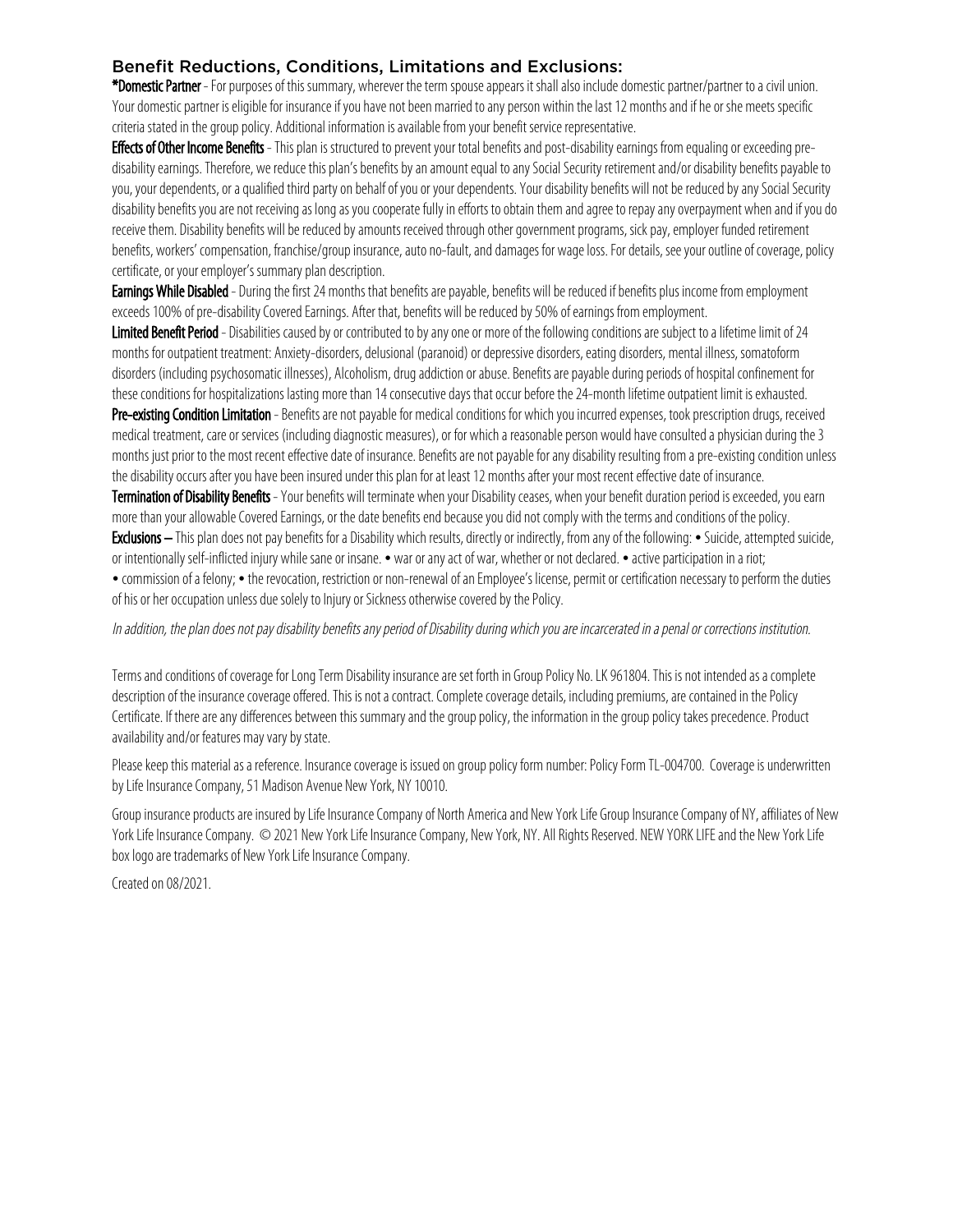## Benefit Reductions, Conditions, Limitations and Exclusions:

**\*Domestic Partner** - For purposes of this summary, wherever the term spouse appears it shall also include domestic partner/partner to a civil union. Your domestic partner is eligible for insurance if you have not been married to any person within the last 12 months and if he or she meets specific criteria stated in the group policy. Additional information is available from your benefit service representative.

**Effects of Other Income Benefits** - This plan is structured to prevent your total benefits and post-disability earnings from equaling or exceeding pre-disability earnings. Therefore, we reduce this plan's benefits by an amount equal to any Social Security retirement and/or disability benefits payable to you, your dependents, or a qualified third party on behalf of you or your dependents. Your disability benefits will not be reduced by any Social Security disability benefits you are not receiving as long as you cooperate fully in efforts to obtain them and agree to repay any overpayment when and if you do receive them. Disability benefits will be reduced by amounts received through other government programs, sick pay, employer funded retirement benefits, workers' compensation, franchise/group insurance, auto no-fault, and damages for wage loss. For details, see your outline of coverage, policy certificate, or your employer's summary plan description.

**Earnings While Disabled** - During the first 24 months that benefits are payable, benefits will be reduced if benefits plus income from employment exceeds 100% of pre-disability Covered Earnings. After that, benefits will be reduced by 50% of earnings from employment.

**Limited Benefit Period** - Disabilities caused by or contributed to by any one or more of the following conditions are subject to a lifetime limit of 24 months for outpatient treatment: Anxiety-disorders, delusional (paranoid) or depressive disorders, eating disorders, mental illness, somatoform disorders (including psychosomatic illnesses), Alcoholism, drug addiction or abuse. Benefits are payable during periods of hospital confinement for these conditions for hospitalizations lasting more than 14 consecutive days that occur before the 24-month lifetime outpatient limit is exhausted.

**Pre-existing Condition Limitation** - Benefits are not payable for medical conditions for which you incurred expenses, took prescription drugs, received medical treatment, care or services (including diagnostic measures), or for which a reasonable person would have consulted a physician during the 3 months just prior to the most recent effective date of insurance. Benefits are not payable for any disability resulting from a pre-existing condition unless the disability occurs after you have been insured under this plan for at least 12 months after your most recent effective date of insurance.

**Termination of Disability Benefits** - Your benefits will terminate when your Disability ceases, when your benefit duration period is exceeded, you earn more than your allowable Covered Earnings, or the date benefits end because you did not comply with the terms and conditions of the policy.

**Exclusions –** This plan does not pay benefits for a Disability which results, directly or indirectly, from any of the following: • Suicide, attempted suicide, or intentionally self-inflicted injury while sane or insane. • war or any act of war, whether or not declared. • active participation in a riot; • commission of a felony; • the revocation, restriction or non-renewal of an Employee's license, permit or certification necessary to perform the duties of his or her occupation unless due solely to Injury or Sickness otherwise covered by the Policy.

*In addition, the plan does not pay disability benefits any period of Disability during which you are incarcerated in a penal or corrections institution.*

Terms and conditions of coverage for Long Term Disability insurance are set forth in Group Policy No. LK 961804. This is not intended as a complete description of the insurance coverage offered. This is not a contract. Complete coverage details, including premiums, are contained in the Policy Certificate. If there are any differences between this summary and the group policy, the information in the group policy takes precedence. Product availability and/or features may vary by state.

Please keep this material as a reference. Insurance coverage is issued on group policy form number: Policy Form TL-004700. Coverage is underwritten by Life Insurance Company, 51 Madison Avenue New York, NY 10010.

Group insurance products are insured by Life Insurance Company of North America and New York Life Group Insurance Company of NY, affiliates of New York Life Insurance Company. © 2021 New York Life Insurance Company, New York, NY. All Rights Reserved. NEW YORK LIFE and the New York Life box logo are trademarks of New York Life Insurance Company.

Created on 08/2021.